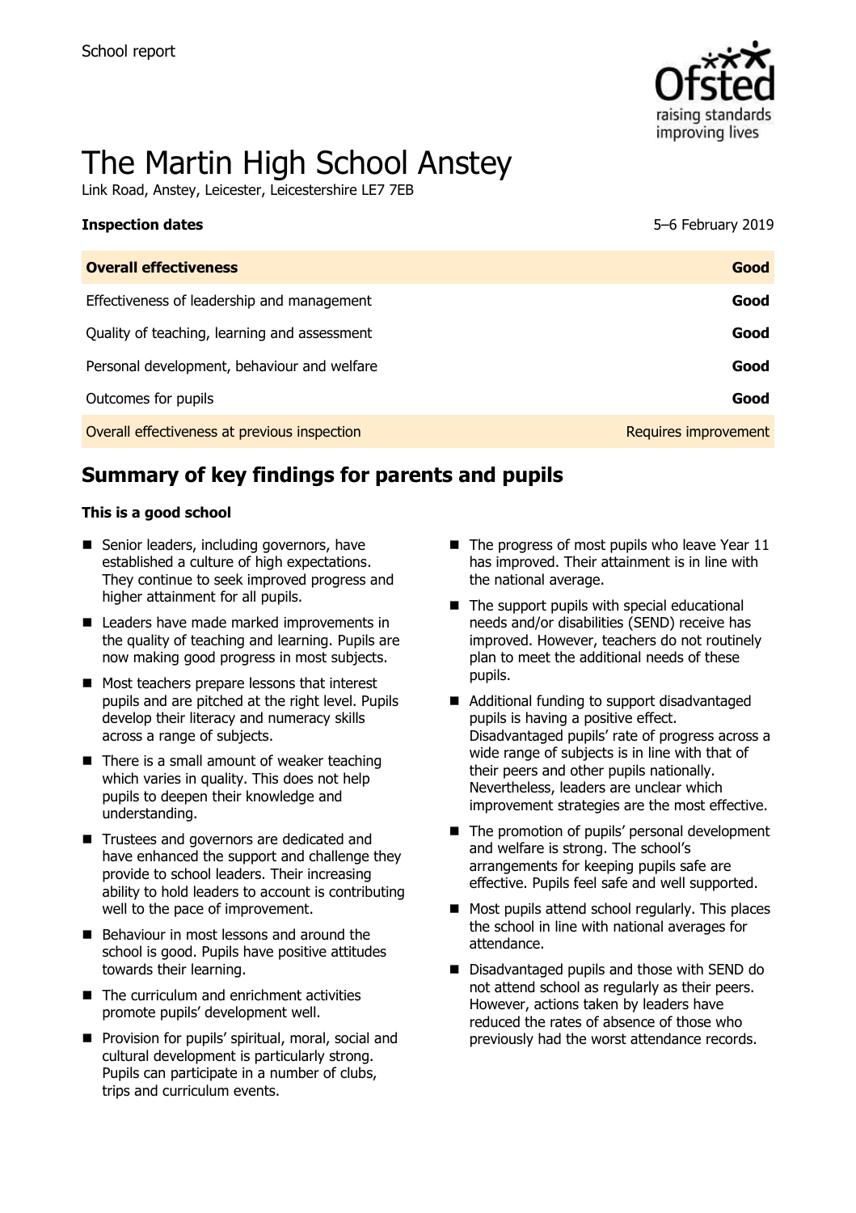School report

# The Martin High School Anstey

Link Road, Anstey, Leicester, Leicestershire LE7 7EB

| **Inspection dates** | 5–6 February 2019 |
| --- | --- |
| **Overall effectiveness** | **Good** |
| Effectiveness of leadership and management | **Good** |
| Quality of teaching, learning and assessment | **Good** |
| Personal development, behaviour and welfare | **Good** |
| Outcomes for pupils | **Good** |
| Overall effectiveness at previous inspection | Requires improvement |

## Summary of key findings for parents and pupils

**This is a good school**

- Senior leaders, including governors, have established a culture of high expectations. They continue to seek improved progress and higher attainment for all pupils.
- Leaders have made marked improvements in the quality of teaching and learning. Pupils are now making good progress in most subjects.
- Most teachers prepare lessons that interest pupils and are pitched at the right level. Pupils develop their literacy and numeracy skills across a range of subjects.
- There is a small amount of weaker teaching which varies in quality. This does not help pupils to deepen their knowledge and understanding.
- Trustees and governors are dedicated and have enhanced the support and challenge they provide to school leaders. Their increasing ability to hold leaders to account is contributing well to the pace of improvement.
- Behaviour in most lessons and around the school is good. Pupils have positive attitudes towards their learning.
- The curriculum and enrichment activities promote pupils' development well.
- Provision for pupils' spiritual, moral, social and cultural development is particularly strong. Pupils can participate in a number of clubs, trips and curriculum events.
- The progress of most pupils who leave Year 11 has improved. Their attainment is in line with the national average.
- The support pupils with special educational needs and/or disabilities (SEND) receive has improved. However, teachers do not routinely plan to meet the additional needs of these pupils.
- Additional funding to support disadvantaged pupils is having a positive effect. Disadvantaged pupils' rate of progress across a wide range of subjects is in line with that of their peers and other pupils nationally. Nevertheless, leaders are unclear which improvement strategies are the most effective.
- The promotion of pupils' personal development and welfare is strong. The school's arrangements for keeping pupils safe are effective. Pupils feel safe and well supported.
- Most pupils attend school regularly. This places the school in line with national averages for attendance.
- Disadvantaged pupils and those with SEND do not attend school as regularly as their peers. However, actions taken by leaders have reduced the rates of absence of those who previously had the worst attendance records.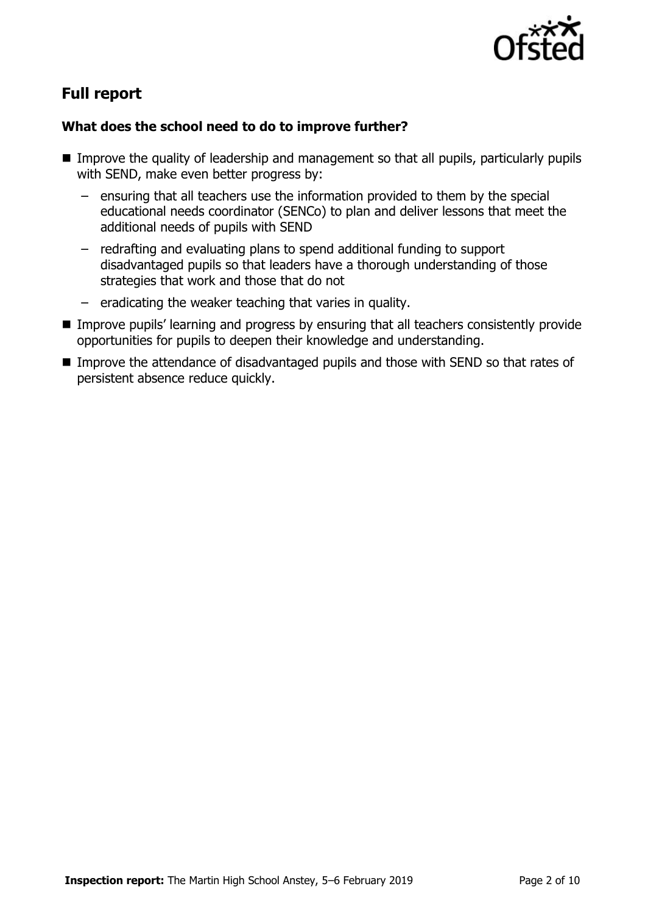## Full report

### What does the school need to do to improve further?

- Improve the quality of leadership and management so that all pupils, particularly pupils with SEND, make even better progress by:
  - ensuring that all teachers use the information provided to them by the special educational needs coordinator (SENCo) to plan and deliver lessons that meet the additional needs of pupils with SEND
  - redrafting and evaluating plans to spend additional funding to support disadvantaged pupils so that leaders have a thorough understanding of those strategies that work and those that do not
  - eradicating the weaker teaching that varies in quality.
- Improve pupils' learning and progress by ensuring that all teachers consistently provide opportunities for pupils to deepen their knowledge and understanding.
- Improve the attendance of disadvantaged pupils and those with SEND so that rates of persistent absence reduce quickly.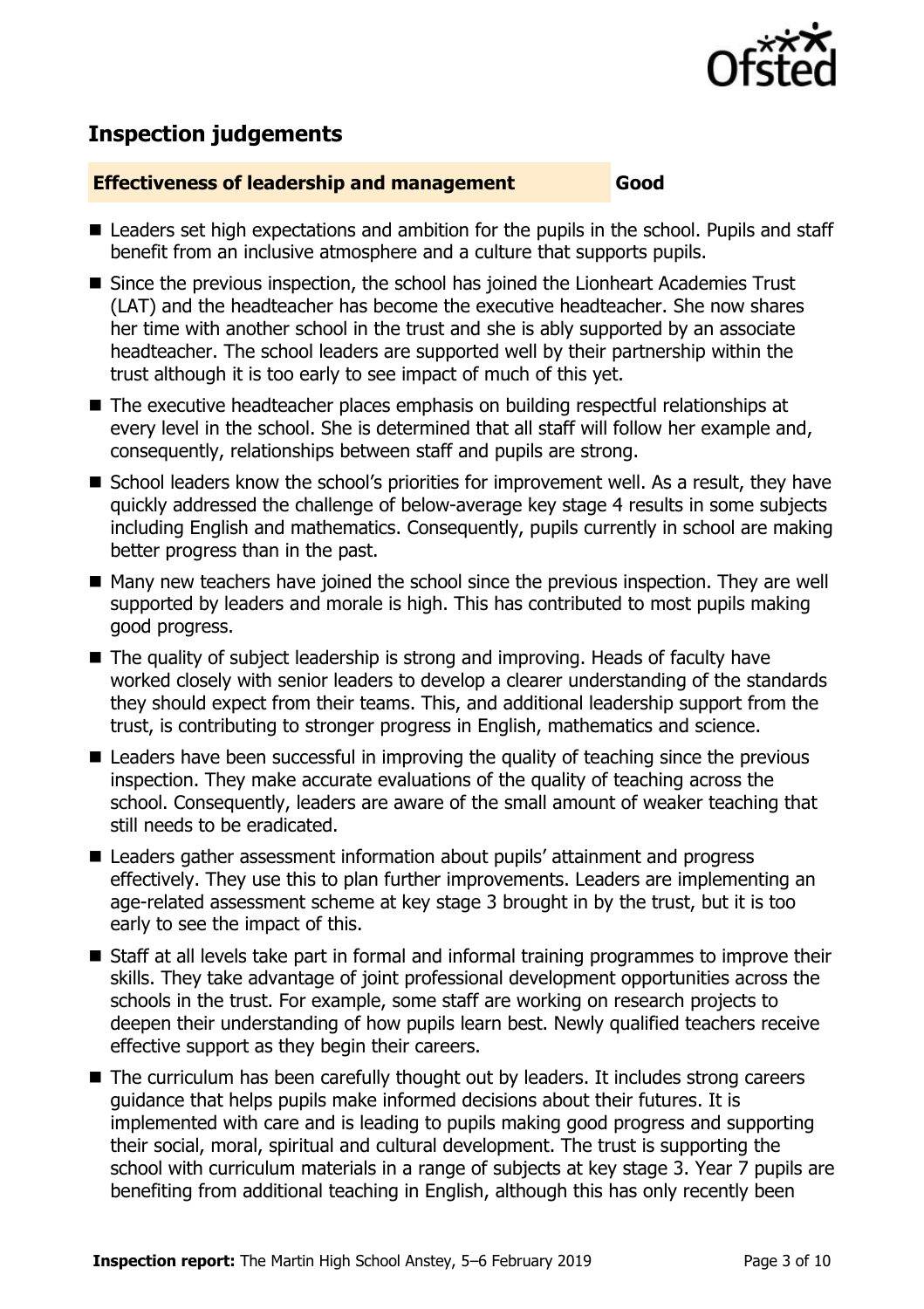## Inspection judgements

**Effectiveness of leadership and management** **Good**

- Leaders set high expectations and ambition for the pupils in the school. Pupils and staff benefit from an inclusive atmosphere and a culture that supports pupils.
- Since the previous inspection, the school has joined the Lionheart Academies Trust (LAT) and the headteacher has become the executive headteacher. She now shares her time with another school in the trust and she is ably supported by an associate headteacher. The school leaders are supported well by their partnership within the trust although it is too early to see impact of much of this yet.
- The executive headteacher places emphasis on building respectful relationships at every level in the school. She is determined that all staff will follow her example and, consequently, relationships between staff and pupils are strong.
- School leaders know the school's priorities for improvement well. As a result, they have quickly addressed the challenge of below-average key stage 4 results in some subjects including English and mathematics. Consequently, pupils currently in school are making better progress than in the past.
- Many new teachers have joined the school since the previous inspection. They are well supported by leaders and morale is high. This has contributed to most pupils making good progress.
- The quality of subject leadership is strong and improving. Heads of faculty have worked closely with senior leaders to develop a clearer understanding of the standards they should expect from their teams. This, and additional leadership support from the trust, is contributing to stronger progress in English, mathematics and science.
- Leaders have been successful in improving the quality of teaching since the previous inspection. They make accurate evaluations of the quality of teaching across the school. Consequently, leaders are aware of the small amount of weaker teaching that still needs to be eradicated.
- Leaders gather assessment information about pupils' attainment and progress effectively. They use this to plan further improvements. Leaders are implementing an age-related assessment scheme at key stage 3 brought in by the trust, but it is too early to see the impact of this.
- Staff at all levels take part in formal and informal training programmes to improve their skills. They take advantage of joint professional development opportunities across the schools in the trust. For example, some staff are working on research projects to deepen their understanding of how pupils learn best. Newly qualified teachers receive effective support as they begin their careers.
- The curriculum has been carefully thought out by leaders. It includes strong careers guidance that helps pupils make informed decisions about their futures. It is implemented with care and is leading to pupils making good progress and supporting their social, moral, spiritual and cultural development. The trust is supporting the school with curriculum materials in a range of subjects at key stage 3. Year 7 pupils are benefiting from additional teaching in English, although this has only recently been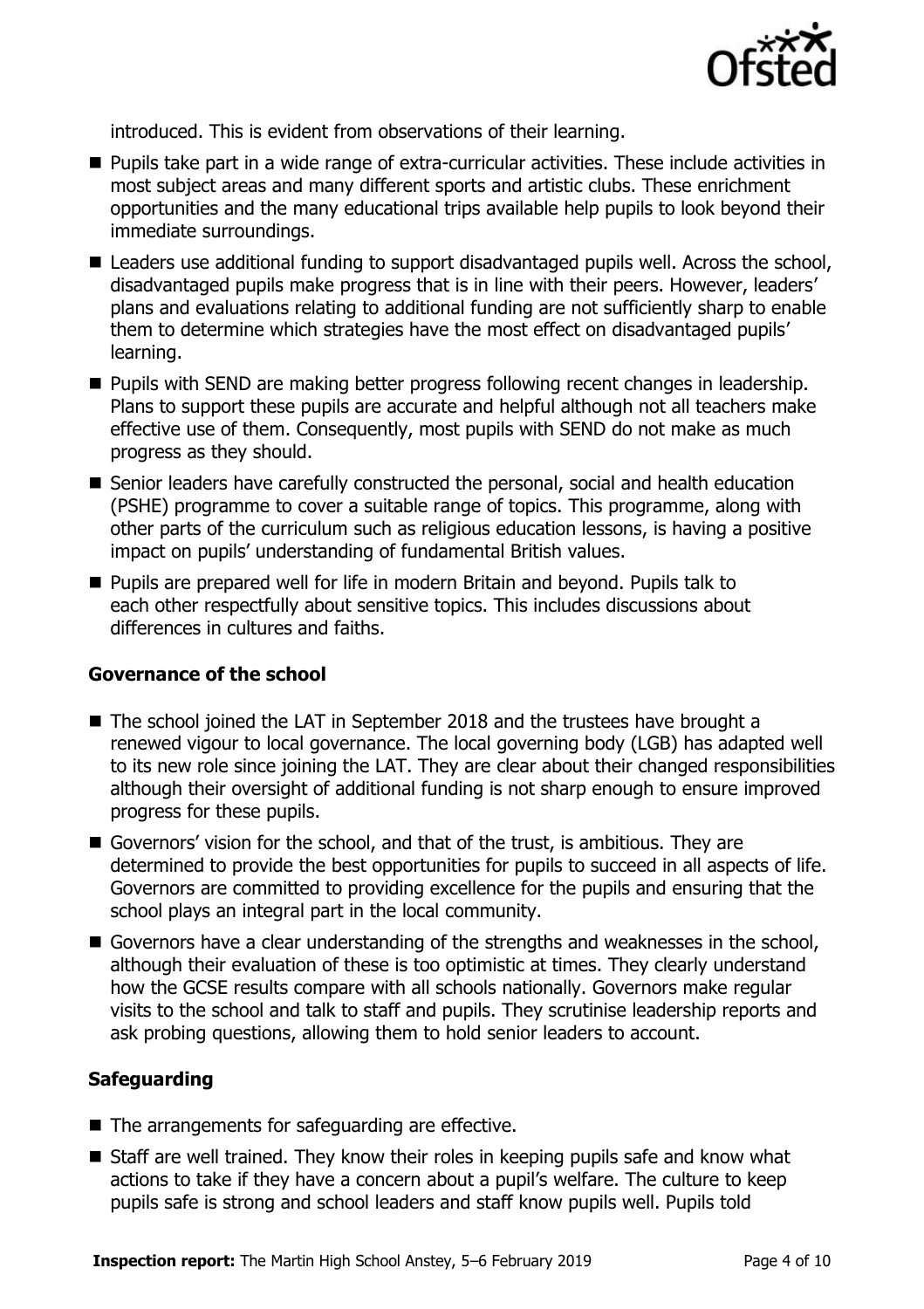introduced. This is evident from observations of their learning.

- Pupils take part in a wide range of extra-curricular activities. These include activities in most subject areas and many different sports and artistic clubs. These enrichment opportunities and the many educational trips available help pupils to look beyond their immediate surroundings.
- Leaders use additional funding to support disadvantaged pupils well. Across the school, disadvantaged pupils make progress that is in line with their peers. However, leaders' plans and evaluations relating to additional funding are not sufficiently sharp to enable them to determine which strategies have the most effect on disadvantaged pupils' learning.
- Pupils with SEND are making better progress following recent changes in leadership. Plans to support these pupils are accurate and helpful although not all teachers make effective use of them. Consequently, most pupils with SEND do not make as much progress as they should.
- Senior leaders have carefully constructed the personal, social and health education (PSHE) programme to cover a suitable range of topics. This programme, along with other parts of the curriculum such as religious education lessons, is having a positive impact on pupils' understanding of fundamental British values.
- Pupils are prepared well for life in modern Britain and beyond. Pupils talk to each other respectfully about sensitive topics. This includes discussions about differences in cultures and faiths.

### Governance of the school

- The school joined the LAT in September 2018 and the trustees have brought a renewed vigour to local governance. The local governing body (LGB) has adapted well to its new role since joining the LAT. They are clear about their changed responsibilities although their oversight of additional funding is not sharp enough to ensure improved progress for these pupils.
- Governors' vision for the school, and that of the trust, is ambitious. They are determined to provide the best opportunities for pupils to succeed in all aspects of life. Governors are committed to providing excellence for the pupils and ensuring that the school plays an integral part in the local community.
- Governors have a clear understanding of the strengths and weaknesses in the school, although their evaluation of these is too optimistic at times. They clearly understand how the GCSE results compare with all schools nationally. Governors make regular visits to the school and talk to staff and pupils. They scrutinise leadership reports and ask probing questions, allowing them to hold senior leaders to account.

### Safeguarding

- The arrangements for safeguarding are effective.
- Staff are well trained. They know their roles in keeping pupils safe and know what actions to take if they have a concern about a pupil's welfare. The culture to keep pupils safe is strong and school leaders and staff know pupils well. Pupils told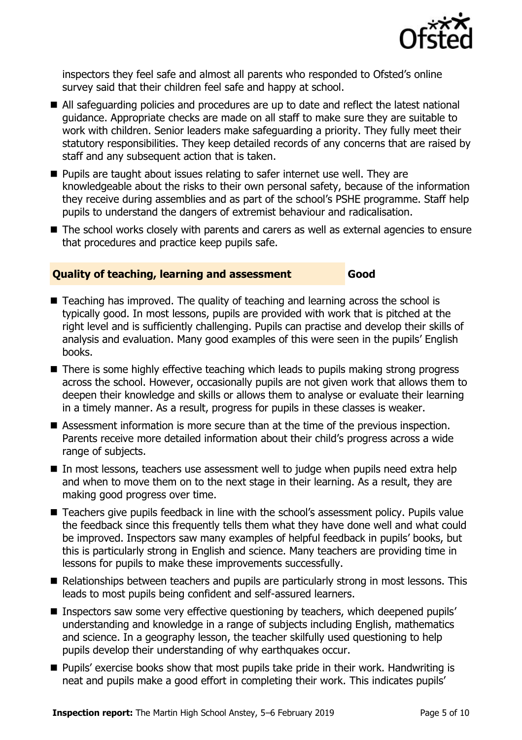inspectors they feel safe and almost all parents who responded to Ofsted's online survey said that their children feel safe and happy at school.

- All safeguarding policies and procedures are up to date and reflect the latest national guidance. Appropriate checks are made on all staff to make sure they are suitable to work with children. Senior leaders make safeguarding a priority. They fully meet their statutory responsibilities. They keep detailed records of any concerns that are raised by staff and any subsequent action that is taken.
- Pupils are taught about issues relating to safer internet use well. They are knowledgeable about the risks to their own personal safety, because of the information they receive during assemblies and as part of the school's PSHE programme. Staff help pupils to understand the dangers of extremist behaviour and radicalisation.
- The school works closely with parents and carers as well as external agencies to ensure that procedures and practice keep pupils safe.

## Quality of teaching, learning and assessment — Good

- Teaching has improved. The quality of teaching and learning across the school is typically good. In most lessons, pupils are provided with work that is pitched at the right level and is sufficiently challenging. Pupils can practise and develop their skills of analysis and evaluation. Many good examples of this were seen in the pupils' English books.
- There is some highly effective teaching which leads to pupils making strong progress across the school. However, occasionally pupils are not given work that allows them to deepen their knowledge and skills or allows them to analyse or evaluate their learning in a timely manner. As a result, progress for pupils in these classes is weaker.
- Assessment information is more secure than at the time of the previous inspection. Parents receive more detailed information about their child's progress across a wide range of subjects.
- In most lessons, teachers use assessment well to judge when pupils need extra help and when to move them on to the next stage in their learning. As a result, they are making good progress over time.
- Teachers give pupils feedback in line with the school's assessment policy. Pupils value the feedback since this frequently tells them what they have done well and what could be improved. Inspectors saw many examples of helpful feedback in pupils' books, but this is particularly strong in English and science. Many teachers are providing time in lessons for pupils to make these improvements successfully.
- Relationships between teachers and pupils are particularly strong in most lessons. This leads to most pupils being confident and self-assured learners.
- Inspectors saw some very effective questioning by teachers, which deepened pupils' understanding and knowledge in a range of subjects including English, mathematics and science. In a geography lesson, the teacher skilfully used questioning to help pupils develop their understanding of why earthquakes occur.
- Pupils' exercise books show that most pupils take pride in their work. Handwriting is neat and pupils make a good effort in completing their work. This indicates pupils'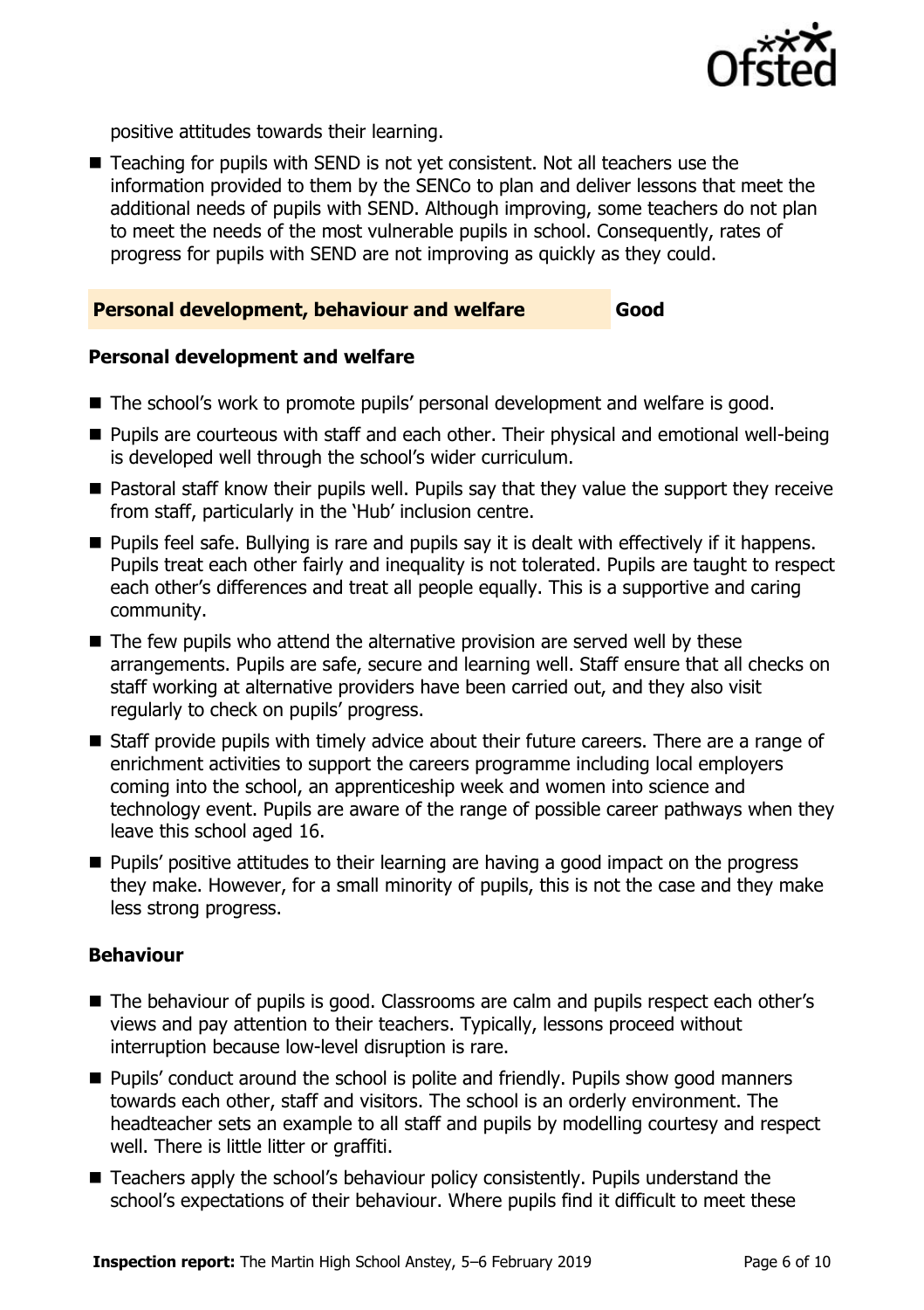positive attitudes towards their learning.

- Teaching for pupils with SEND is not yet consistent. Not all teachers use the information provided to them by the SENCo to plan and deliver lessons that meet the additional needs of pupils with SEND. Although improving, some teachers do not plan to meet the needs of the most vulnerable pupils in school. Consequently, rates of progress for pupils with SEND are not improving as quickly as they could.

## Personal development, behaviour and welfare — Good

### Personal development and welfare

- The school's work to promote pupils' personal development and welfare is good.
- Pupils are courteous with staff and each other. Their physical and emotional well-being is developed well through the school's wider curriculum.
- Pastoral staff know their pupils well. Pupils say that they value the support they receive from staff, particularly in the 'Hub' inclusion centre.
- Pupils feel safe. Bullying is rare and pupils say it is dealt with effectively if it happens. Pupils treat each other fairly and inequality is not tolerated. Pupils are taught to respect each other's differences and treat all people equally. This is a supportive and caring community.
- The few pupils who attend the alternative provision are served well by these arrangements. Pupils are safe, secure and learning well. Staff ensure that all checks on staff working at alternative providers have been carried out, and they also visit regularly to check on pupils' progress.
- Staff provide pupils with timely advice about their future careers. There are a range of enrichment activities to support the careers programme including local employers coming into the school, an apprenticeship week and women into science and technology event. Pupils are aware of the range of possible career pathways when they leave this school aged 16.
- Pupils' positive attitudes to their learning are having a good impact on the progress they make. However, for a small minority of pupils, this is not the case and they make less strong progress.

### Behaviour

- The behaviour of pupils is good. Classrooms are calm and pupils respect each other's views and pay attention to their teachers. Typically, lessons proceed without interruption because low-level disruption is rare.
- Pupils' conduct around the school is polite and friendly. Pupils show good manners towards each other, staff and visitors. The school is an orderly environment. The headteacher sets an example to all staff and pupils by modelling courtesy and respect well. There is little litter or graffiti.
- Teachers apply the school's behaviour policy consistently. Pupils understand the school's expectations of their behaviour. Where pupils find it difficult to meet these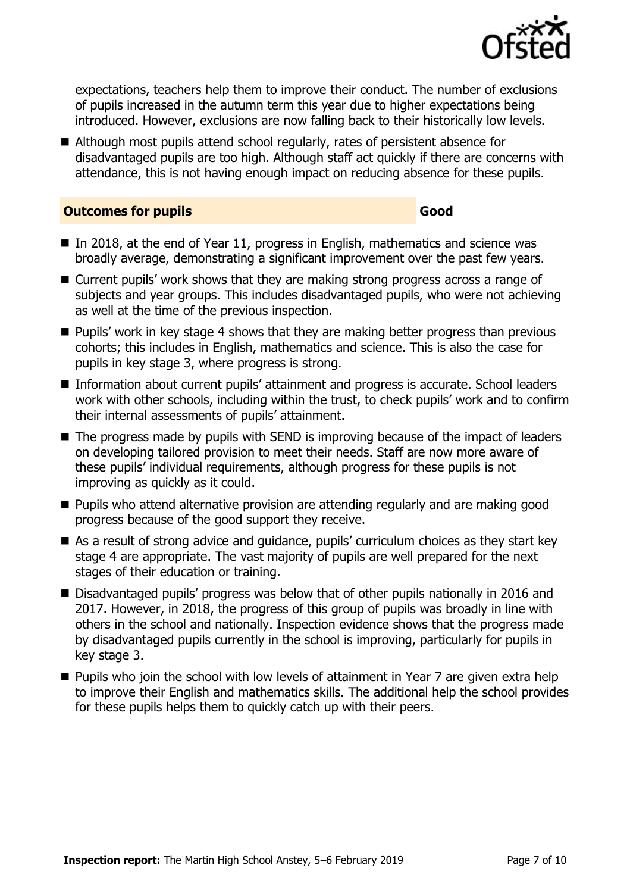expectations, teachers help them to improve their conduct. The number of exclusions of pupils increased in the autumn term this year due to higher expectations being introduced. However, exclusions are now falling back to their historically low levels.

- Although most pupils attend school regularly, rates of persistent absence for disadvantaged pupils are too high. Although staff act quickly if there are concerns with attendance, this is not having enough impact on reducing absence for these pupils.

## Outcomes for pupils — Good

- In 2018, at the end of Year 11, progress in English, mathematics and science was broadly average, demonstrating a significant improvement over the past few years.
- Current pupils' work shows that they are making strong progress across a range of subjects and year groups. This includes disadvantaged pupils, who were not achieving as well at the time of the previous inspection.
- Pupils' work in key stage 4 shows that they are making better progress than previous cohorts; this includes in English, mathematics and science. This is also the case for pupils in key stage 3, where progress is strong.
- Information about current pupils' attainment and progress is accurate. School leaders work with other schools, including within the trust, to check pupils' work and to confirm their internal assessments of pupils' attainment.
- The progress made by pupils with SEND is improving because of the impact of leaders on developing tailored provision to meet their needs. Staff are now more aware of these pupils' individual requirements, although progress for these pupils is not improving as quickly as it could.
- Pupils who attend alternative provision are attending regularly and are making good progress because of the good support they receive.
- As a result of strong advice and guidance, pupils' curriculum choices as they start key stage 4 are appropriate. The vast majority of pupils are well prepared for the next stages of their education or training.
- Disadvantaged pupils' progress was below that of other pupils nationally in 2016 and 2017. However, in 2018, the progress of this group of pupils was broadly in line with others in the school and nationally. Inspection evidence shows that the progress made by disadvantaged pupils currently in the school is improving, particularly for pupils in key stage 3.
- Pupils who join the school with low levels of attainment in Year 7 are given extra help to improve their English and mathematics skills. The additional help the school provides for these pupils helps them to quickly catch up with their peers.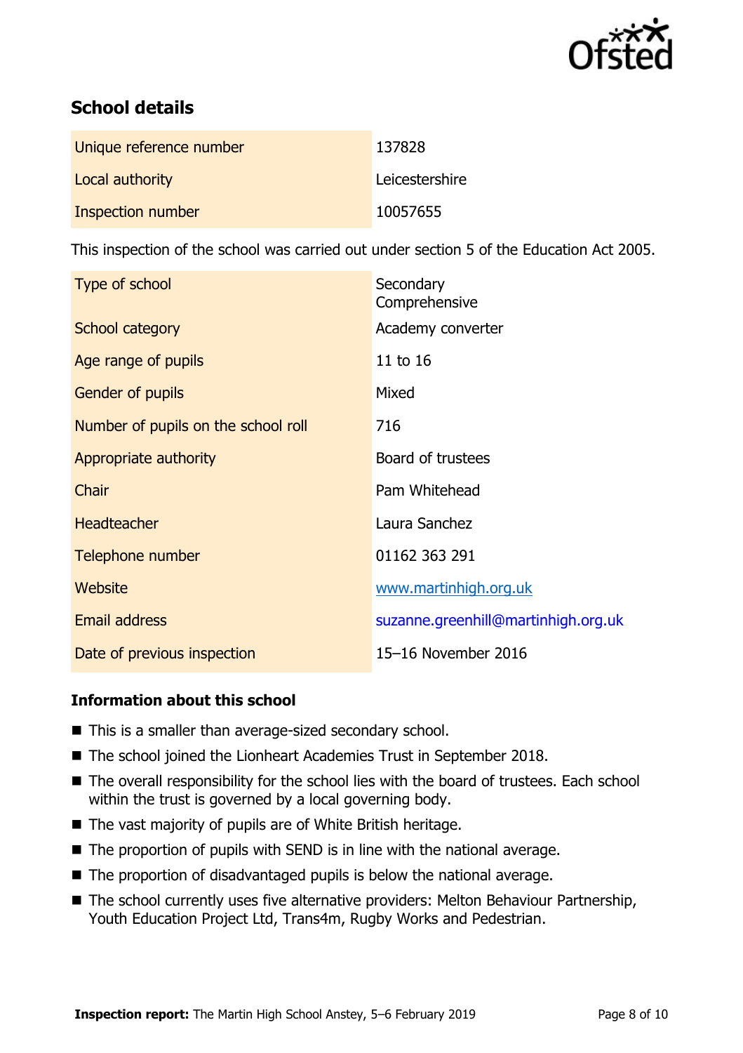## School details

| | |
|---|---|
| Unique reference number | 137828 |
| Local authority | Leicestershire |
| Inspection number | 10057655 |

This inspection of the school was carried out under section 5 of the Education Act 2005.

| | |
|---|---|
| Type of school | Secondary Comprehensive |
| School category | Academy converter |
| Age range of pupils | 11 to 16 |
| Gender of pupils | Mixed |
| Number of pupils on the school roll | 716 |
| Appropriate authority | Board of trustees |
| Chair | Pam Whitehead |
| Headteacher | Laura Sanchez |
| Telephone number | 01162 363 291 |
| Website | www.martinhigh.org.uk |
| Email address | suzanne.greenhill@martinhigh.org.uk |
| Date of previous inspection | 15–16 November 2016 |

### Information about this school

- This is a smaller than average-sized secondary school.
- The school joined the Lionheart Academies Trust in September 2018.
- The overall responsibility for the school lies with the board of trustees. Each school within the trust is governed by a local governing body.
- The vast majority of pupils are of White British heritage.
- The proportion of pupils with SEND is in line with the national average.
- The proportion of disadvantaged pupils is below the national average.
- The school currently uses five alternative providers: Melton Behaviour Partnership, Youth Education Project Ltd, Trans4m, Rugby Works and Pedestrian.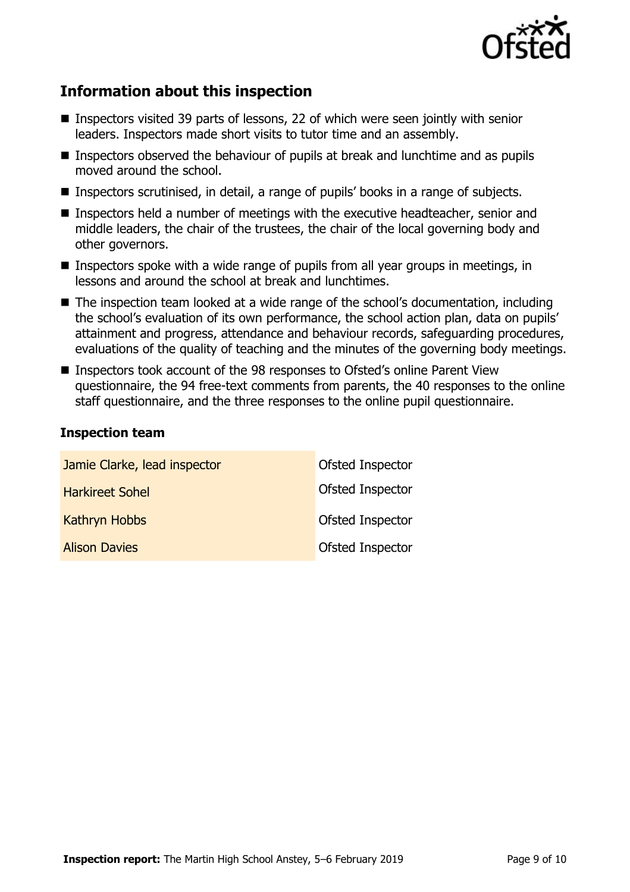## Information about this inspection

- Inspectors visited 39 parts of lessons, 22 of which were seen jointly with senior leaders. Inspectors made short visits to tutor time and an assembly.
- Inspectors observed the behaviour of pupils at break and lunchtime and as pupils moved around the school.
- Inspectors scrutinised, in detail, a range of pupils' books in a range of subjects.
- Inspectors held a number of meetings with the executive headteacher, senior and middle leaders, the chair of the trustees, the chair of the local governing body and other governors.
- Inspectors spoke with a wide range of pupils from all year groups in meetings, in lessons and around the school at break and lunchtimes.
- The inspection team looked at a wide range of the school's documentation, including the school's evaluation of its own performance, the school action plan, data on pupils' attainment and progress, attendance and behaviour records, safeguarding procedures, evaluations of the quality of teaching and the minutes of the governing body meetings.
- Inspectors took account of the 98 responses to Ofsted's online Parent View questionnaire, the 94 free-text comments from parents, the 40 responses to the online staff questionnaire, and the three responses to the online pupil questionnaire.

### Inspection team

| | |
|---|---|
| Jamie Clarke, lead inspector | Ofsted Inspector |
| Harkireet Sohel | Ofsted Inspector |
| Kathryn Hobbs | Ofsted Inspector |
| Alison Davies | Ofsted Inspector |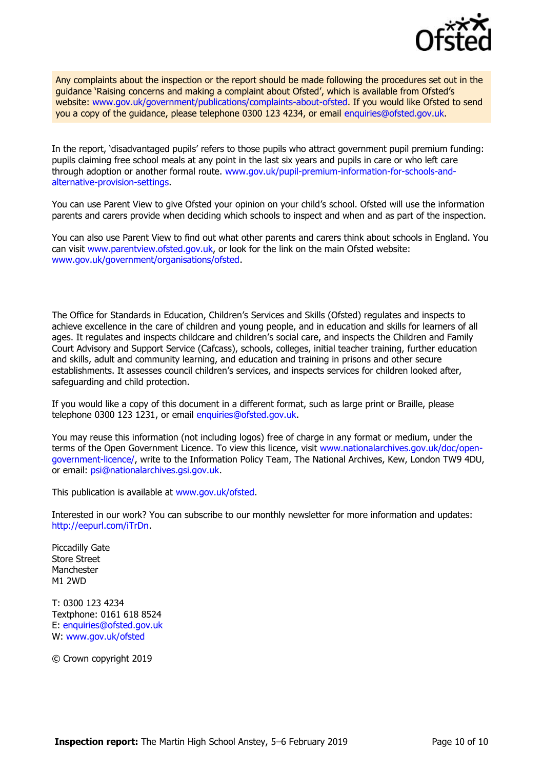Any complaints about the inspection or the report should be made following the procedures set out in the guidance 'Raising concerns and making a complaint about Ofsted', which is available from Ofsted's website: www.gov.uk/government/publications/complaints-about-ofsted. If you would like Ofsted to send you a copy of the guidance, please telephone 0300 123 4234, or email enquiries@ofsted.gov.uk.

In the report, 'disadvantaged pupils' refers to those pupils who attract government pupil premium funding: pupils claiming free school meals at any point in the last six years and pupils in care or who left care through adoption or another formal route. www.gov.uk/pupil-premium-information-for-schools-and-alternative-provision-settings.

You can use Parent View to give Ofsted your opinion on your child's school. Ofsted will use the information parents and carers provide when deciding which schools to inspect and when and as part of the inspection.

You can also use Parent View to find out what other parents and carers think about schools in England. You can visit www.parentview.ofsted.gov.uk, or look for the link on the main Ofsted website: www.gov.uk/government/organisations/ofsted.

The Office for Standards in Education, Children's Services and Skills (Ofsted) regulates and inspects to achieve excellence in the care of children and young people, and in education and skills for learners of all ages. It regulates and inspects childcare and children's social care, and inspects the Children and Family Court Advisory and Support Service (Cafcass), schools, colleges, initial teacher training, further education and skills, adult and community learning, and education and training in prisons and other secure establishments. It assesses council children's services, and inspects services for children looked after, safeguarding and child protection.

If you would like a copy of this document in a different format, such as large print or Braille, please telephone 0300 123 1231, or email enquiries@ofsted.gov.uk.

You may reuse this information (not including logos) free of charge in any format or medium, under the terms of the Open Government Licence. To view this licence, visit www.nationalarchives.gov.uk/doc/open-government-licence/, write to the Information Policy Team, The National Archives, Kew, London TW9 4DU, or email: psi@nationalarchives.gsi.gov.uk.

This publication is available at www.gov.uk/ofsted.

Interested in our work? You can subscribe to our monthly newsletter for more information and updates: http://eepurl.com/iTrDn.

Piccadilly Gate  
Store Street  
Manchester  
M1 2WD

T: 0300 123 4234  
Textphone: 0161 618 8524  
E: enquiries@ofsted.gov.uk  
W: www.gov.uk/ofsted

© Crown copyright 2019